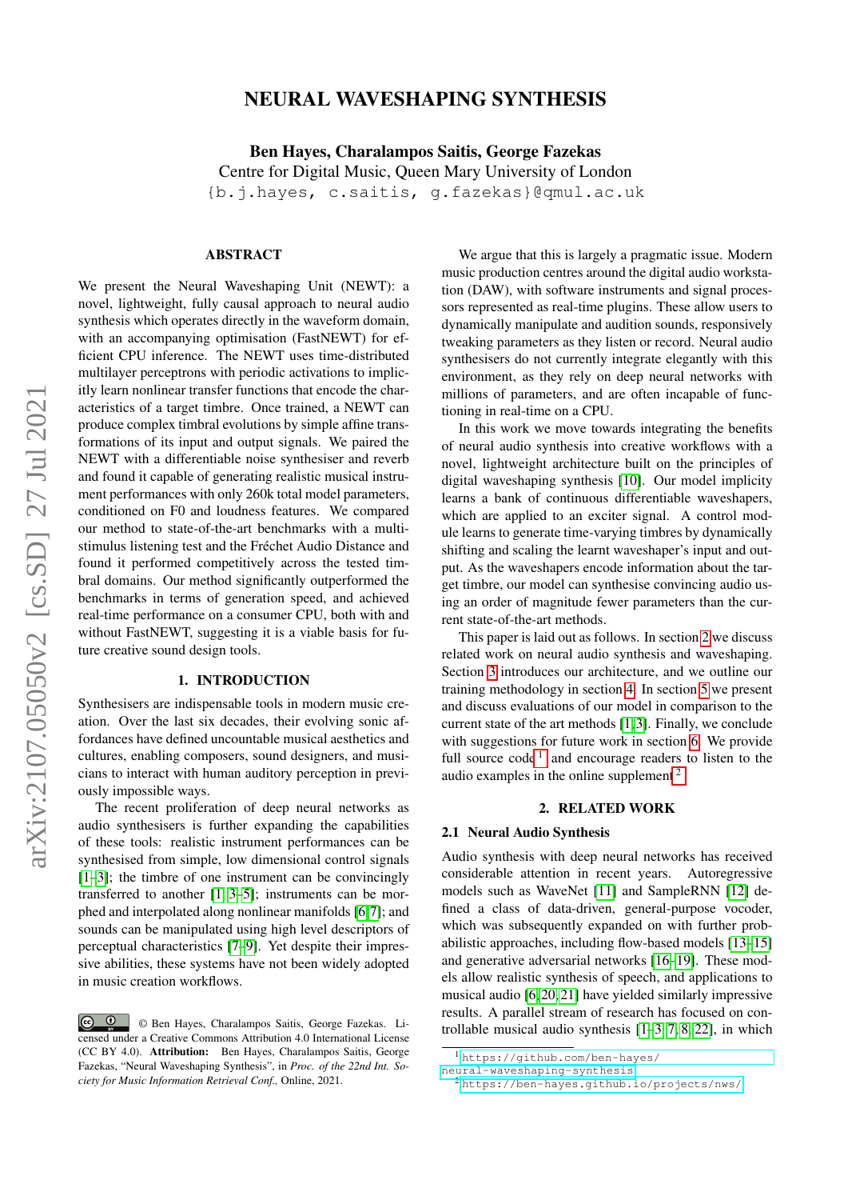# NEURAL WAVESHAPING SYNTHESIS

**Ben Hayes, Charalampos Saitis, George Fazekas**
Centre for Digital Music, Queen Mary University of London
{b.j.hayes, c.saitis, g.fazekas}@qmul.ac.uk

## ABSTRACT

We present the Neural Waveshaping Unit (NEWT): a novel, lightweight, fully causal approach to neural audio synthesis which operates directly in the waveform domain, with an accompanying optimisation (FastNEWT) for efficient CPU inference. The NEWT uses time-distributed multilayer perceptrons with periodic activations to implicitly learn nonlinear transfer functions that encode the characteristics of a target timbre. Once trained, a NEWT can produce complex timbral evolutions by simple affine transformations of its input and output signals. We paired the NEWT with a differentiable noise synthesiser and reverb and found it capable of generating realistic musical instrument performances with only 260k total model parameters, conditioned on F0 and loudness features. We compared our method to state-of-the-art benchmarks with a multi-stimulus listening test and the Fréchet Audio Distance and found it performed competitively across the tested timbral domains. Our method significantly outperformed the benchmarks in terms of generation speed, and achieved real-time performance on a consumer CPU, both with and without FastNEWT, suggesting it is a viable basis for future creative sound design tools.

## 1. INTRODUCTION

Synthesisers are indispensable tools in modern music creation. Over the last six decades, their evolving sonic affordances have defined uncountable musical aesthetics and cultures, enabling composers, sound designers, and musicians to interact with human auditory perception in previously impossible ways.

The recent proliferation of deep neural networks as audio synthesisers is further expanding the capabilities of these tools: realistic instrument performances can be synthesised from simple, low dimensional control signals [1–3]; the timbre of one instrument can be convincingly transferred to another [1, 3–5]; instruments can be morphed and interpolated along nonlinear manifolds [6, 7]; and sounds can be manipulated using high level descriptors of perceptual characteristics [7–9]. Yet despite their impressive abilities, these systems have not been widely adopted in music creation workflows.

We argue that this is largely a pragmatic issue. Modern music production centres around the digital audio workstation (DAW), with software instruments and signal processors represented as real-time plugins. These allow users to dynamically manipulate and audition sounds, responsively tweaking parameters as they listen or record. Neural audio synthesisers do not currently integrate elegantly with this environment, as they rely on deep neural networks with millions of parameters, and are often incapable of functioning in real-time on a CPU.

In this work we move towards integrating the benefits of neural audio synthesis into creative workflows with a novel, lightweight architecture built on the principles of digital waveshaping synthesis [10]. Our model implicity learns a bank of continuous differentiable waveshapers, which are applied to an exciter signal. A control module learns to generate time-varying timbres by dynamically shifting and scaling the learnt waveshaper's input and output. As the waveshapers encode information about the target timbre, our model can synthesise convincing audio using an order of magnitude fewer parameters than the current state-of-the-art methods.

This paper is laid out as follows. In section 2 we discuss related work on neural audio synthesis and waveshaping. Section 3 introduces our architecture, and we outline our training methodology in section 4. In section 5 we present and discuss evaluations of our model in comparison to the current state of the art methods [1, 3]. Finally, we conclude with suggestions for future work in section 6. We provide full source code[1] and encourage readers to listen to the audio examples in the online supplement[2].

## 2. RELATED WORK

### 2.1 Neural Audio Synthesis

Audio synthesis with deep neural networks has received considerable attention in recent years. Autoregressive models such as WaveNet [11] and SampleRNN [12] defined a class of data-driven, general-purpose vocoder, which was subsequently expanded on with further probabilistic approaches, including flow-based models [13–15] and generative adversarial networks [16–19]. These models allow realistic synthesis of speech, and applications to musical audio [6, 20, 21] have yielded similarly impressive results. A parallel stream of research has focused on controllable musical audio synthesis [1–3, 7, 8, 22], in which

[1] https://github.com/ben-hayes/neural-waveshaping-synthesis

[2] https://ben-hayes.github.io/projects/nws/

© Ben Hayes, Charalampos Saitis, George Fazekas. Licensed under a Creative Commons Attribution 4.0 International License (CC BY 4.0). **Attribution:** Ben Hayes, Charalampos Saitis, George Fazekas, "Neural Waveshaping Synthesis", in *Proc. of the 22nd Int. Society for Music Information Retrieval Conf.,* Online, 2021.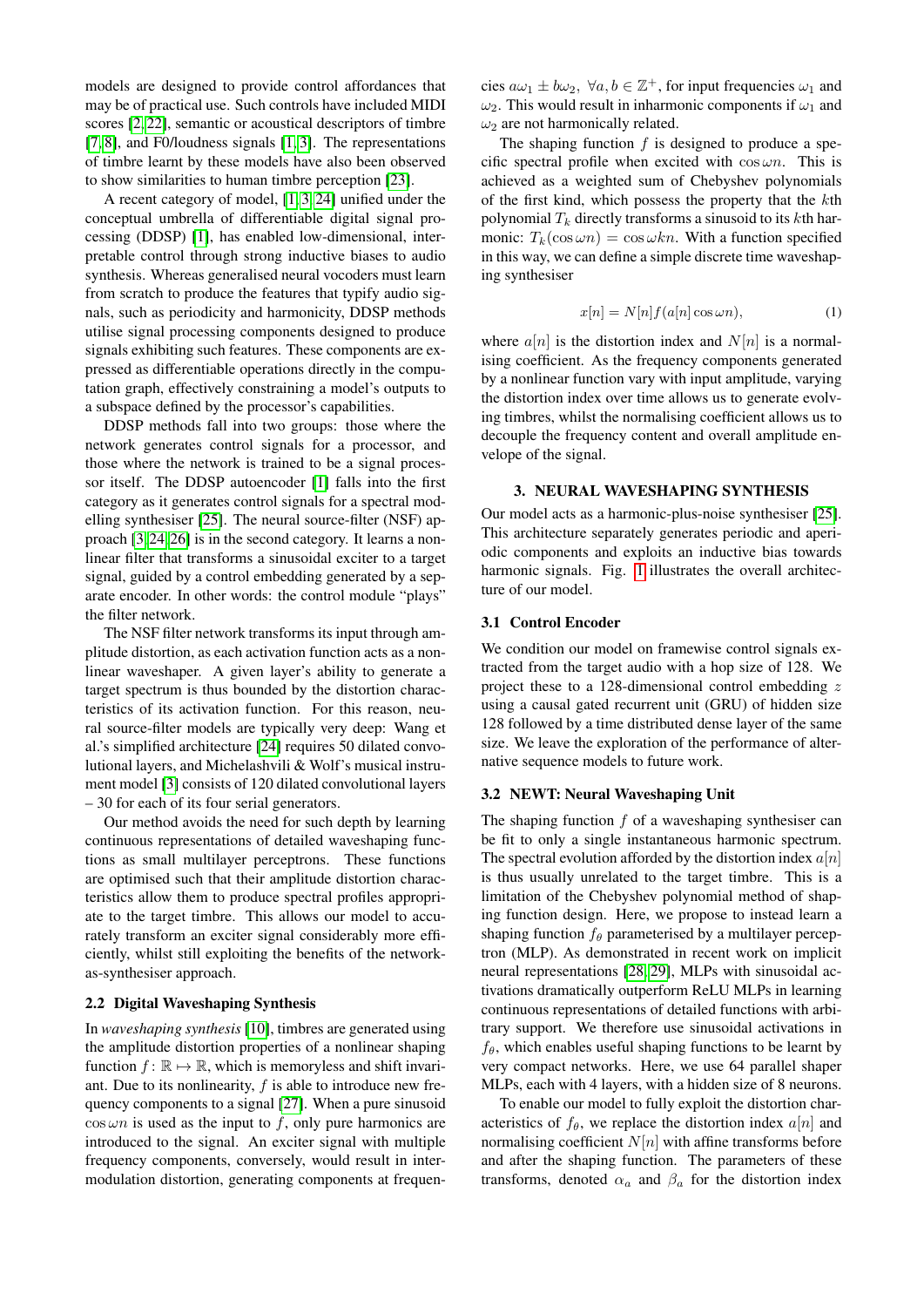models are designed to provide control affordances that may be of practical use. Such controls have included MIDI scores [2, 22], semantic or acoustical descriptors of timbre [7, 8], and F0/loudness signals [1, 3]. The representations of timbre learnt by these models have also been observed to show similarities to human timbre perception [23].

A recent category of model, [1, 3, 24] unified under the conceptual umbrella of differentiable digital signal processing (DDSP) [1], has enabled low-dimensional, interpretable control through strong inductive biases to audio synthesis. Whereas generalised neural vocoders must learn from scratch to produce the features that typify audio signals, such as periodicity and harmonicity, DDSP methods utilise signal processing components designed to produce signals exhibiting such features. These components are expressed as differentiable operations directly in the computation graph, effectively constraining a model's outputs to a subspace defined by the processor's capabilities.

DDSP methods fall into two groups: those where the network generates control signals for a processor, and those where the network is trained to be a signal processor itself. The DDSP autoencoder [1] falls into the first category as it generates control signals for a spectral modelling synthesiser [25]. The neural source-filter (NSF) approach [3, 24, 26] is in the second category. It learns a nonlinear filter that transforms a sinusoidal exciter to a target signal, guided by a control embedding generated by a separate encoder. In other words: the control module "plays" the filter network.

The NSF filter network transforms its input through amplitude distortion, as each activation function acts as a nonlinear waveshaper. A given layer's ability to generate a target spectrum is thus bounded by the distortion characteristics of its activation function. For this reason, neural source-filter models are typically very deep: Wang et al.'s simplified architecture [24] requires 50 dilated convolutional layers, and Michelashvili & Wolf's musical instrument model [3] consists of 120 dilated convolutional layers – 30 for each of its four serial generators.

Our method avoids the need for such depth by learning continuous representations of detailed waveshaping functions as small multilayer perceptrons. These functions are optimised such that their amplitude distortion characteristics allow them to produce spectral profiles appropriate to the target timbre. This allows our model to accurately transform an exciter signal considerably more efficiently, whilst still exploiting the benefits of the network-as-synthesiser approach.

### 2.2 Digital Waveshaping Synthesis

In *waveshaping synthesis* [10], timbres are generated using the amplitude distortion properties of a nonlinear shaping function $f : \mathbb{R} \mapsto \mathbb{R}$, which is memoryless and shift invariant. Due to its nonlinearity, $f$ is able to introduce new frequency components to a signal [27]. When a pure sinusoid $\cos \omega n$ is used as the input to $f$, only pure harmonics are introduced to the signal. An exciter signal with multiple frequency components, conversely, would result in intermodulation distortion, generating components at frequencies $a\omega_1 \pm b\omega_2,\ \forall a, b \in \mathbb{Z}^+$, for input frequencies $\omega_1$ and $\omega_2$. This would result in inharmonic components if $\omega_1$ and $\omega_2$ are not harmonically related.

The shaping function $f$ is designed to produce a specific spectral profile when excited with $\cos \omega n$. This is achieved as a weighted sum of Chebyshev polynomials of the first kind, which possess the property that the $k$th polynomial $T_k$ directly transforms a sinusoid to its $k$th harmonic: $T_k(\cos \omega n) = \cos \omega kn$. With a function specified in this way, we can define a simple discrete time waveshaping synthesiser

$$x[n] = N[n] f(a[n] \cos \omega n), \tag{1}$$

where $a[n]$ is the distortion index and $N[n]$ is a normalising coefficient. As the frequency components generated by a nonlinear function vary with input amplitude, varying the distortion index over time allows us to generate evolving timbres, whilst the normalising coefficient allows us to decouple the frequency content and overall amplitude envelope of the signal.

## 3. NEURAL WAVESHAPING SYNTHESIS

Our model acts as a harmonic-plus-noise synthesiser [25]. This architecture separately generates periodic and aperiodic components and exploits an inductive bias towards harmonic signals. Fig. 1 illustrates the overall architecture of our model.

### 3.1 Control Encoder

We condition our model on framewise control signals extracted from the target audio with a hop size of 128. We project these to a 128-dimensional control embedding $z$ using a causal gated recurrent unit (GRU) of hidden size 128 followed by a time distributed dense layer of the same size. We leave the exploration of the performance of alternative sequence models to future work.

### 3.2 NEWT: Neural Waveshaping Unit

The shaping function $f$ of a waveshaping synthesiser can be fit to only a single instantaneous harmonic spectrum. The spectral evolution afforded by the distortion index $a[n]$ is thus usually unrelated to the target timbre. This is a limitation of the Chebyshev polynomial method of shaping function design. Here, we propose to instead learn a shaping function $f_\theta$ parameterised by a multilayer perceptron (MLP). As demonstrated in recent work on implicit neural representations [28, 29], MLPs with sinusoidal activations dramatically outperform ReLU MLPs in learning continuous representations of detailed functions with arbitrary support. We therefore use sinusoidal activations in $f_\theta$, which enables useful shaping functions to be learnt by very compact networks. Here, we use 64 parallel shaper MLPs, each with 4 layers, with a hidden size of 8 neurons.

To enable our model to fully exploit the distortion characteristics of $f_\theta$, we replace the distortion index $a[n]$ and normalising coefficient $N[n]$ with affine transforms before and after the shaping function. The parameters of these transforms, denoted $\alpha_a$ and $\beta_a$ for the distortion index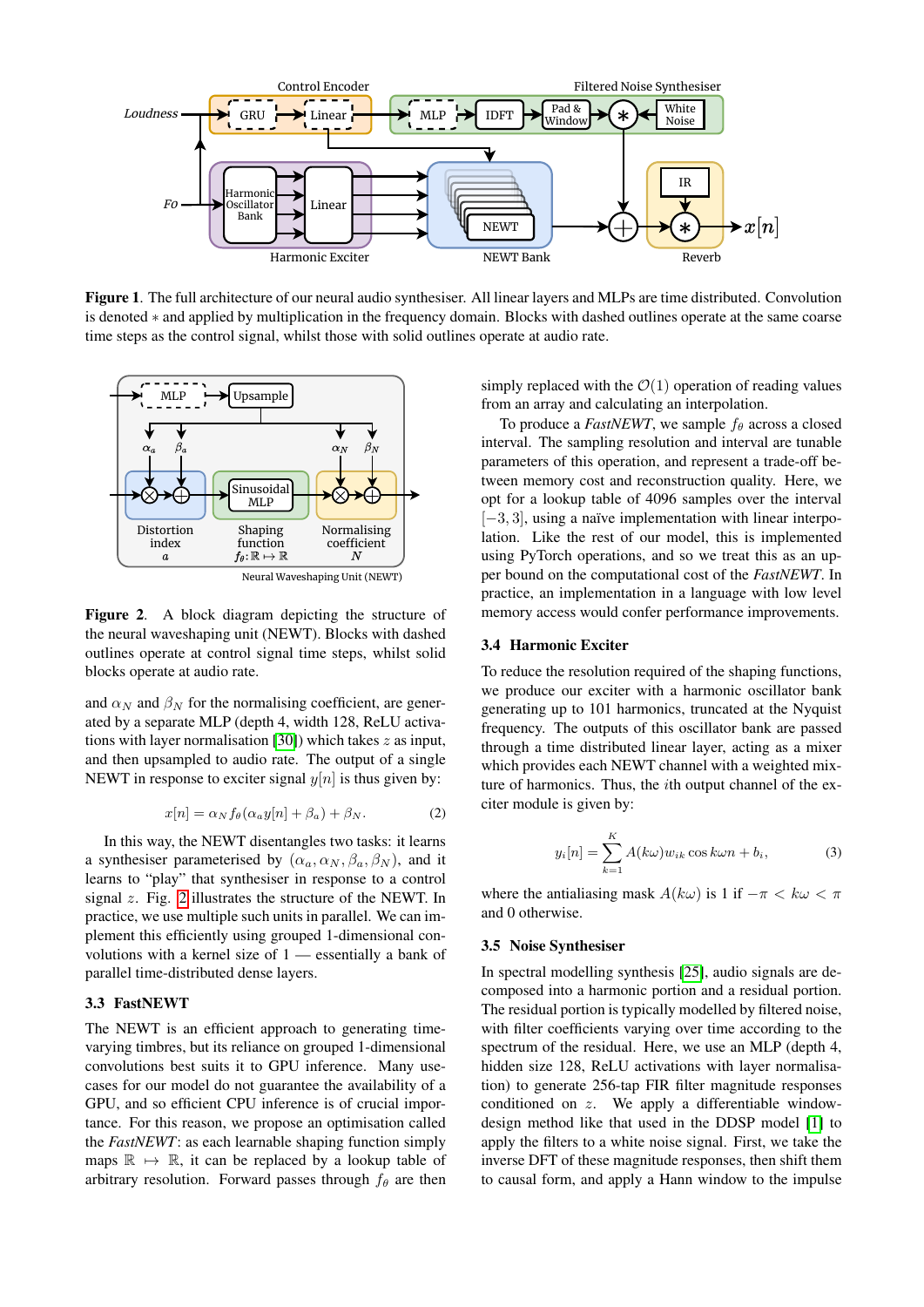**Figure 1**. The full architecture of our neural audio synthesiser. All linear layers and MLPs are time distributed. Convolution is denoted $*$ and applied by multiplication in the frequency domain. Blocks with dashed outlines operate at the same coarse time steps as the control signal, whilst those with solid outlines operate at audio rate.

**Figure 2**. A block diagram depicting the structure of the neural waveshaping unit (NEWT). Blocks with dashed outlines operate at control signal time steps, whilst solid blocks operate at audio rate.

and $\alpha_N$ and $\beta_N$ for the normalising coefficient, are generated by a separate MLP (depth 4, width 128, ReLU activations with layer normalisation [30]) which takes $z$ as input, and then upsampled to audio rate. The output of a single NEWT in response to exciter signal $y[n]$ is thus given by:

$$x[n] = \alpha_N f_\theta(\alpha_a y[n] + \beta_a) + \beta_N. \tag{2}$$

In this way, the NEWT disentangles two tasks: it learns a synthesiser parameterised by $(\alpha_a, \alpha_N, \beta_a, \beta_N)$, and it learns to "play" that synthesiser in response to a control signal $z$. Fig. 2 illustrates the structure of the NEWT. In practice, we use multiple such units in parallel. We can implement this efficiently using grouped 1-dimensional convolutions with a kernel size of 1 — essentially a bank of parallel time-distributed dense layers.

### 3.3 FastNEWT

The NEWT is an efficient approach to generating time-varying timbres, but its reliance on grouped 1-dimensional convolutions best suits it to GPU inference. Many use-cases for our model do not guarantee the availability of a GPU, and so efficient CPU inference is of crucial importance. For this reason, we propose an optimisation called the *FastNEWT*: as each learnable shaping function simply maps $\mathbb{R} \mapsto \mathbb{R}$, it can be replaced by a lookup table of arbitrary resolution. Forward passes through $f_\theta$ are then simply replaced with the $\mathcal{O}(1)$ operation of reading values from an array and calculating an interpolation.

To produce a *FastNEWT*, we sample $f_\theta$ across a closed interval. The sampling resolution and interval are tunable parameters of this operation, and represent a trade-off between memory cost and reconstruction quality. Here, we opt for a lookup table of 4096 samples over the interval $[-3, 3]$, using a naïve implementation with linear interpolation. Like the rest of our model, this is implemented using PyTorch operations, and so we treat this as an upper bound on the computational cost of the *FastNEWT*. In practice, an implementation in a language with low level memory access would confer performance improvements.

### 3.4 Harmonic Exciter

To reduce the resolution required of the shaping functions, we produce our exciter with a harmonic oscillator bank generating up to 101 harmonics, truncated at the Nyquist frequency. The outputs of this oscillator bank are passed through a time distributed linear layer, acting as a mixer which provides each NEWT channel with a weighted mixture of harmonics. Thus, the $i$th output channel of the exciter module is given by:

$$y_i[n] = \sum_{k=1}^{K} A(k\omega) w_{ik} \cos k\omega n + b_i, \tag{3}$$

where the antialiasing mask $A(k\omega)$ is 1 if $-\pi < k\omega < \pi$ and 0 otherwise.

### 3.5 Noise Synthesiser

In spectral modelling synthesis [25], audio signals are decomposed into a harmonic portion and a residual portion. The residual portion is typically modelled by filtered noise, with filter coefficients varying over time according to the spectrum of the residual. Here, we use an MLP (depth 4, hidden size 128, ReLU activations with layer normalisation) to generate 256-tap FIR filter magnitude responses conditioned on $z$. We apply a differentiable window-design method like that used in the DDSP model [1] to apply the filters to a white noise signal. First, we take the inverse DFT of these magnitude responses, then shift them to causal form, and apply a Hann window to the impulse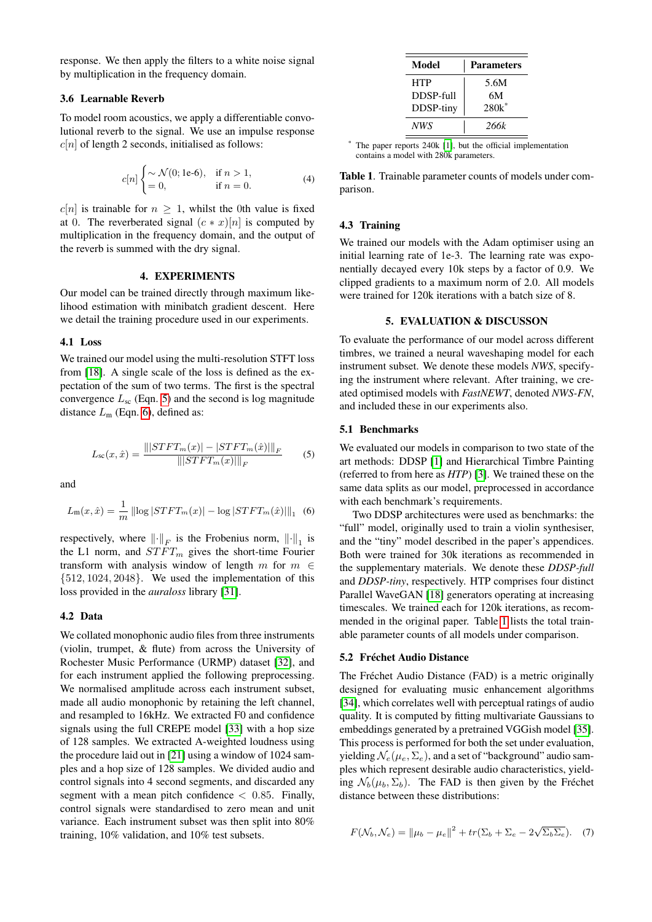response. We then apply the filters to a white noise signal by multiplication in the frequency domain.

### 3.6 Learnable Reverb

To model room acoustics, we apply a differentiable convolutional reverb to the signal. We use an impulse response $c[n]$ of length 2 seconds, initialised as follows:

$$c[n] \begin{cases} \sim \mathcal{N}(0; 1\text{e-}6), & \text{if } n > 1, \\ = 0, & \text{if } n = 0. \end{cases} \tag{4}$$

$c[n]$ is trainable for $n \geq 1$, whilst the 0th value is fixed at 0. The reverberated signal $(c * x)[n]$ is computed by multiplication in the frequency domain, and the output of the reverb is summed with the dry signal.

## 4. EXPERIMENTS

Our model can be trained directly through maximum likelihood estimation with minibatch gradient descent. Here we detail the training procedure used in our experiments.

### 4.1 Loss

We trained our model using the multi-resolution STFT loss from [18]. A single scale of the loss is defined as the expectation of the sum of two terms. The first is the spectral convergence $L_{\text{sc}}$ (Eqn. 5) and the second is log magnitude distance $L_{\text{m}}$ (Eqn. 6), defined as:

$$L_{\text{sc}}(x, \hat{x}) = \frac{\| |STFT_m(x)| - |STFT_m(\hat{x})| \|_F}{\| |STFT_m(x)| \|_F} \tag{5}$$

and

$$L_{\text{m}}(x, \hat{x}) = \frac{1}{m} \| \log |STFT_m(x)| - \log |STFT_m(\hat{x})| \|_1 \tag{6}$$

respectively, where $\|\cdot\|_F$ is the Frobenius norm, $\|\cdot\|_1$ is the L1 norm, and $STFT_m$ gives the short-time Fourier transform with analysis window of length $m$ for $m \in \{512, 1024, 2048\}$. We used the implementation of this loss provided in the *auraloss* library [31].

### 4.2 Data

We collated monophonic audio files from three instruments (violin, trumpet, & flute) from across the University of Rochester Music Performance (URMP) dataset [32], and for each instrument applied the following preprocessing. We normalised amplitude across each instrument subset, made all audio monophonic by retaining the left channel, and resampled to 16kHz. We extracted F0 and confidence signals using the full CREPE model [33] with a hop size of 128 samples. We extracted A-weighted loudness using the procedure laid out in [21] using a window of 1024 samples and a hop size of 128 samples. We divided audio and control signals into 4 second segments, and discarded any segment with a mean pitch confidence $< 0.85$. Finally, control signals were standardised to zero mean and unit variance. Each instrument subset was then split into 80% training, 10% validation, and 10% test subsets.

| Model | Parameters |
|---|---|
| HTP | 5.6M |
| DDSP-full | 6M |
| DDSP-tiny | 280k* |
| *NWS* | *266k* |

\* The paper reports 240k [1], but the official implementation contains a model with 280k parameters.

**Table 1**. Trainable parameter counts of models under comparison.

### 4.3 Training

We trained our models with the Adam optimiser using an initial learning rate of 1e-3. The learning rate was exponentially decayed every 10k steps by a factor of 0.9. We clipped gradients to a maximum norm of 2.0. All models were trained for 120k iterations with a batch size of 8.

## 5. EVALUATION & DISCUSSON

To evaluate the performance of our model across different timbres, we trained a neural waveshaping model for each instrument subset. We denote these models *NWS*, specifying the instrument where relevant. After training, we created optimised models with *FastNEWT*, denoted *NWS-FN*, and included these in our experiments also.

### 5.1 Benchmarks

We evaluated our models in comparison to two state of the art methods: DDSP [1] and Hierarchical Timbre Painting (referred to from here as *HTP*) [3]. We trained these on the same data splits as our model, preprocessed in accordance with each benchmark's requirements.

Two DDSP architectures were used as benchmarks: the "full" model, originally used to train a violin synthesiser, and the "tiny" model described in the paper's appendices. Both were trained for 30k iterations as recommended in the supplementary materials. We denote these *DDSP-full* and *DDSP-tiny*, respectively. HTP comprises four distinct Parallel WaveGAN [18] generators operating at increasing timescales. We trained each for 120k iterations, as recommended in the original paper. Table 1 lists the total trainable parameter counts of all models under comparison.

### 5.2 Fréchet Audio Distance

The Fréchet Audio Distance (FAD) is a metric originally designed for evaluating music enhancement algorithms [34], which correlates well with perceptual ratings of audio quality. It is computed by fitting multivariate Gaussians to embeddings generated by a pretrained VGGish model [35]. This process is performed for both the set under evaluation, yielding $\mathcal{N}_e(\mu_e, \Sigma_e)$, and a set of "background" audio samples which represent desirable audio characteristics, yielding $\mathcal{N}_b(\mu_b, \Sigma_b)$. The FAD is then given by the Fréchet distance between these distributions:

$$F(\mathcal{N}_b, \mathcal{N}_e) = \|\mu_b - \mu_e\|^2 + tr(\Sigma_b + \Sigma_e - 2\sqrt{\Sigma_b \Sigma_e}). \tag{7}$$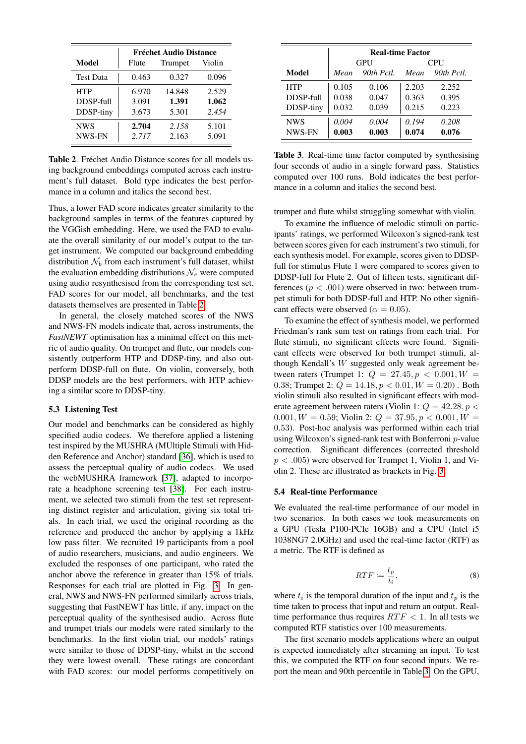| Model | Fréchet Audio Distance | | |
|---|---|---|---|
| | Flute | Trumpet | Violin |
| Test Data | 0.463 | 0.327 | 0.096 |
| HTP | 6.970 | 14.848 | 2.529 |
| DDSP-full | 3.091 | **1.391** | **1.062** |
| DDSP-tiny | 3.673 | 5.301 | *2.454* |
| NWS | **2.704** | *2.158* | 5.101 |
| NWS-FN | *2.717* | 2.163 | 5.091 |

**Table 2**. Fréchet Audio Distance scores for all models using background embeddings computed across each instrument's full dataset. Bold type indicates the best performance in a column and italics the second best.

Thus, a lower FAD score indicates greater similarity to the background samples in terms of the features captured by the VGGish embedding. Here, we used the FAD to evaluate the overall similarity of our model's output to the target instrument. We computed our background embedding distribution $\mathcal{N}_b$ from each instrument's full dataset, whilst the evaluation embedding distributions $\mathcal{N}_e$ were computed using audio resynthesised from the corresponding test set. FAD scores for our model, all benchmarks, and the test datasets themselves are presented in Table 2.

In general, the closely matched scores of the NWS and NWS-FN models indicate that, across instruments, the *FastNEWT* optimisation has a minimal effect on this metric of audio quality. On trumpet and flute, our models consistently outperform HTP and DDSP-tiny, and also outperform DDSP-full on flute. On violin, conversely, both DDSP models are the best performers, with HTP achieving a similar score to DDSP-tiny.

### 5.3 Listening Test

Our model and benchmarks can be considered as highly specified audio codecs. We therefore applied a listening test inspired by the MUSHRA (MUltiple Stimuli with Hidden Reference and Anchor) standard [36], which is used to assess the perceptual quality of audio codecs. We used the webMUSHRA framework [37], adapted to incorporate a headphone screening test [38]. For each instrument, we selected two stimuli from the test set representing distinct register and articulation, giving six total trials. In each trial, we used the original recording as the reference and produced the anchor by applying a 1kHz low pass filter. We recruited 19 participants from a pool of audio researchers, musicians, and audio engineers. We excluded the responses of one participant, who rated the anchor above the reference in greater than 15% of trials. Responses for each trial are plotted in Fig. 3. In general, NWS and NWS-FN performed similarly across trials, suggesting that FastNEWT has little, if any, impact on the perceptual quality of the synthesised audio. Across flute and trumpet trials our models were rated similarly to the benchmarks. In the first violin trial, our models' ratings were similar to those of DDSP-tiny, whilst in the second they were lowest overall. These ratings are concordant with FAD scores: our model performs competitively on trumpet and flute whilst struggling somewhat with violin.

| Model | Real-time Factor | | | |
|---|---|---|---|---|
| | GPU | | CPU | |
| | *Mean* | *90th Pctl.* | *Mean* | *90th Pctl.* |
| HTP | 0.105 | 0.106 | 2.203 | 2.252 |
| DDSP-full | 0.038 | 0.047 | 0.363 | 0.395 |
| DDSP-tiny | 0.032 | 0.039 | 0.215 | 0.223 |
| NWS | *0.004* | *0.004* | *0.194* | *0.208* |
| NWS-FN | **0.003** | **0.003** | **0.074** | **0.076** |

**Table 3**. Real-time time factor computed by synthesising four seconds of audio in a single forward pass. Statistics computed over 100 runs. Bold indicates the best performance in a column and italics the second best.

To examine the influence of melodic stimuli on participants' ratings, we performed Wilcoxon's signed-rank test between scores given for each instrument's two stimuli, for each synthesis model. For example, scores given to DDSP-full for stimulus Flute 1 were compared to scores given to DDSP-full for Flute 2. Out of fifteen tests, significant differences ($p < .001$) were observed in two: between trumpet stimuli for both DDSP-full and HTP. No other significant effects were observed ($\alpha = 0.05$).

To examine the effect of synthesis model, we performed Friedman's rank sum test on ratings from each trial. For flute stimuli, no significant effects were found. Significant effects were observed for both trumpet stimuli, although Kendall's $W$ suggested only weak agreement between raters (Trumpet 1: $Q = 27.45, p < 0.001, W = 0.38$; Trumpet 2: $Q = 14.18, p < 0.01, W = 0.20$) . Both violin stimuli also resulted in significant effects with moderate agreement between raters (Violin 1: $Q = 42.28, p < 0.001, W = 0.59$; Violin 2: $Q = 37.95, p < 0.001, W = 0.53$). Post-hoc analysis was performed within each trial using Wilcoxon's signed-rank test with Bonferroni $p$-value correction. Significant differences (corrected threshold $p < .005$) were observed for Trumpet 1, Violin 1, and Violin 2. These are illustrated as brackets in Fig. 3.

### 5.4 Real-time Performance

We evaluated the real-time performance of our model in two scenarios. In both cases we took measurements on a GPU (Tesla P100-PCIe 16GB) and a CPU (Intel i5 1038NG7 2.0GHz) and used the real-time factor (RTF) as a metric. The RTF is defined as

$$RTF := \frac{t_p}{t_i}, \tag{8}$$

where $t_i$ is the temporal duration of the input and $t_p$ is the time taken to process that input and return an output. Real-time performance thus requires $RTF < 1$. In all tests we computed RTF statistics over 100 measurements.

The first scenario models applications where an output is expected immediately after streaming an input. To test this, we computed the RTF on four second inputs. We report the mean and 90th percentile in Table 3. On the GPU,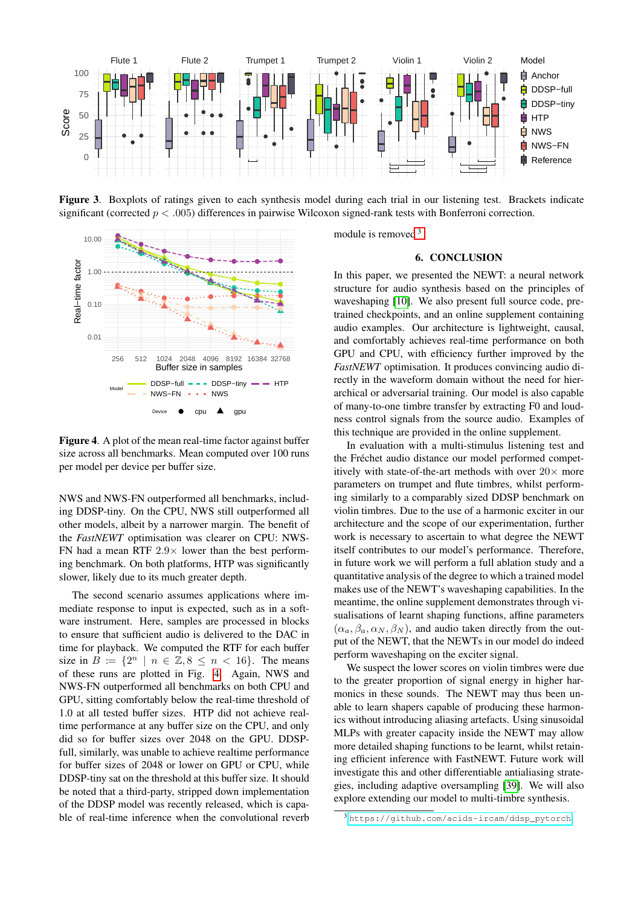**Figure 3.** Boxplots of ratings given to each synthesis model during each trial in our listening test. Brackets indicate significant (corrected $p < .005$) differences in pairwise Wilcoxon signed-rank tests with Bonferroni correction.

**Figure 4.** A plot of the mean real-time factor against buffer size across all benchmarks. Mean computed over 100 runs per model per device per buffer size.

NWS and NWS-FN outperformed all benchmarks, including DDSP-tiny. On the CPU, NWS still outperformed all other models, albeit by a narrower margin. The benefit of the *FastNEWT* optimisation was clearer on CPU: NWS-FN had a mean RTF 2.9× lower than the best performing benchmark. On both platforms, HTP was significantly slower, likely due to its much greater depth.

The second scenario assumes applications where immediate response to input is expected, such as in a software instrument. Here, samples are processed in blocks to ensure that sufficient audio is delivered to the DAC in time for playback. We computed the RTF for each buffer size in $B := \{2^n \mid n \in \mathbb{Z}, 8 \leq n < 16\}$. The means of these runs are plotted in Fig. 4. Again, NWS and NWS-FN outperformed all benchmarks on both CPU and GPU, sitting comfortably below the real-time threshold of 1.0 at all tested buffer sizes. HTP did not achieve real-time performance at any buffer size on the CPU, and only did so for buffer sizes over 2048 on the GPU. DDSP-full, similarly, was unable to achieve realtime performance for buffer sizes of 2048 or lower on GPU or CPU, while DDSP-tiny sat on the threshold at this buffer size. It should be noted that a third-party, stripped down implementation of the DDSP model was recently released, which is capable of real-time inference when the convolutional reverb module is removed [3].

## 6. CONCLUSION

In this paper, we presented the NEWT: a neural network structure for audio synthesis based on the principles of waveshaping [10]. We also present full source code, pre-trained checkpoints, and an online supplement containing audio examples. Our architecture is lightweight, causal, and comfortably achieves real-time performance on both GPU and CPU, with efficiency further improved by the *FastNEWT* optimisation. It produces convincing audio directly in the waveform domain without the need for hierarchical or adversarial training. Our model is also capable of many-to-one timbre transfer by extracting F0 and loudness control signals from the source audio. Examples of this technique are provided in the online supplement.

In evaluation with a multi-stimulus listening test and the Fréchet audio distance our model performed competitively with state-of-the-art methods with over 20× more parameters on trumpet and flute timbres, whilst performing similarly to a comparably sized DDSP benchmark on violin timbres. Due to the use of a harmonic exciter in our architecture and the scope of our experimentation, further work is necessary to ascertain to what degree the NEWT itself contributes to our model's performance. Therefore, in future work we will perform a full ablation study and a quantitative analysis of the degree to which a trained model makes use of the NEWT's waveshaping capabilities. In the meantime, the online supplement demonstrates through visualisations of learnt shaping functions, affine parameters $(\alpha_a, \beta_a, \alpha_N, \beta_N)$, and audio taken directly from the output of the NEWT, that the NEWTs in our model do indeed perform waveshaping on the exciter signal.

We suspect the lower scores on violin timbres were due to the greater proportion of signal energy in higher harmonics in these sounds. The NEWT may thus have been unable to learn shapers capable of producing these harmonics without introducing aliasing artefacts. Using sinusoidal MLPs with greater capacity inside the NEWT may allow more detailed shaping functions to be learnt, whilst retaining efficient inference with FastNEWT. Future work will investigate this and other differentiable antialiasing strategies, including adaptive oversampling [39]. We will also explore extending our model to multi-timbre synthesis.

[3] https://github.com/acids-ircam/ddsp_pytorch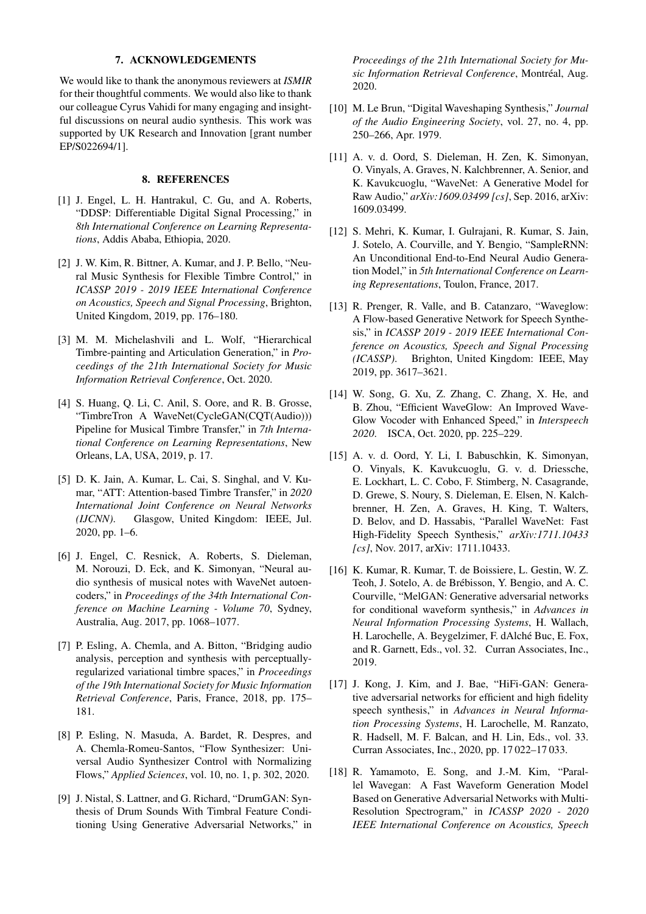## 7. ACKNOWLEDGEMENTS

We would like to thank the anonymous reviewers at *ISMIR* for their thoughtful comments. We would also like to thank our colleague Cyrus Vahidi for many engaging and insightful discussions on neural audio synthesis. This work was supported by UK Research and Innovation [grant number EP/S022694/1].

## 8. REFERENCES

[1] J. Engel, L. H. Hantrakul, C. Gu, and A. Roberts, "DDSP: Differentiable Digital Signal Processing," in *8th International Conference on Learning Representations*, Addis Ababa, Ethiopia, 2020.

[2] J. W. Kim, R. Bittner, A. Kumar, and J. P. Bello, "Neural Music Synthesis for Flexible Timbre Control," in *ICASSP 2019 - 2019 IEEE International Conference on Acoustics, Speech and Signal Processing*, Brighton, United Kingdom, 2019, pp. 176–180.

[3] M. M. Michelashvili and L. Wolf, "Hierarchical Timbre-painting and Articulation Generation," in *Proceedings of the 21th International Society for Music Information Retrieval Conference*, Oct. 2020.

[4] S. Huang, Q. Li, C. Anil, S. Oore, and R. B. Grosse, "TimbreTron A WaveNet(CycleGAN(CQT(Audio))) Pipeline for Musical Timbre Transfer," in *7th International Conference on Learning Representations*, New Orleans, LA, USA, 2019, p. 17.

[5] D. K. Jain, A. Kumar, L. Cai, S. Singhal, and V. Kumar, "ATT: Attention-based Timbre Transfer," in *2020 International Joint Conference on Neural Networks (IJCNN)*. Glasgow, United Kingdom: IEEE, Jul. 2020, pp. 1–6.

[6] J. Engel, C. Resnick, A. Roberts, S. Dieleman, M. Norouzi, D. Eck, and K. Simonyan, "Neural audio synthesis of musical notes with WaveNet autoencoders," in *Proceedings of the 34th International Conference on Machine Learning - Volume 70*, Sydney, Australia, Aug. 2017, pp. 1068–1077.

[7] P. Esling, A. Chemla, and A. Bitton, "Bridging audio analysis, perception and synthesis with perceptually-regularized variational timbre spaces," in *Proceedings of the 19th International Society for Music Information Retrieval Conference*, Paris, France, 2018, pp. 175–181.

[8] P. Esling, N. Masuda, A. Bardet, R. Despres, and A. Chemla-Romeu-Santos, "Flow Synthesizer: Universal Audio Synthesizer Control with Normalizing Flows," *Applied Sciences*, vol. 10, no. 1, p. 302, 2020.

[9] J. Nistal, S. Lattner, and G. Richard, "DrumGAN: Synthesis of Drum Sounds With Timbral Feature Conditioning Using Generative Adversarial Networks," in *Proceedings of the 21th International Society for Music Information Retrieval Conference*, Montréal, Aug. 2020.

[10] M. Le Brun, "Digital Waveshaping Synthesis," *Journal of the Audio Engineering Society*, vol. 27, no. 4, pp. 250–266, Apr. 1979.

[11] A. v. d. Oord, S. Dieleman, H. Zen, K. Simonyan, O. Vinyals, A. Graves, N. Kalchbrenner, A. Senior, and K. Kavukcuoglu, "WaveNet: A Generative Model for Raw Audio," *arXiv:1609.03499 [cs]*, Sep. 2016, arXiv: 1609.03499.

[12] S. Mehri, K. Kumar, I. Gulrajani, R. Kumar, S. Jain, J. Sotelo, A. Courville, and Y. Bengio, "SampleRNN: An Unconditional End-to-End Neural Audio Generation Model," in *5th International Conference on Learning Representations*, Toulon, France, 2017.

[13] R. Prenger, R. Valle, and B. Catanzaro, "Waveglow: A Flow-based Generative Network for Speech Synthesis," in *ICASSP 2019 - 2019 IEEE International Conference on Acoustics, Speech and Signal Processing (ICASSP)*. Brighton, United Kingdom: IEEE, May 2019, pp. 3617–3621.

[14] W. Song, G. Xu, Z. Zhang, C. Zhang, X. He, and B. Zhou, "Efficient WaveGlow: An Improved WaveGlow Vocoder with Enhanced Speed," in *Interspeech 2020*. ISCA, Oct. 2020, pp. 225–229.

[15] A. v. d. Oord, Y. Li, I. Babuschkin, K. Simonyan, O. Vinyals, K. Kavukcuoglu, G. v. d. Driessche, E. Lockhart, L. C. Cobo, F. Stimberg, N. Casagrande, D. Grewe, S. Noury, S. Dieleman, E. Elsen, N. Kalchbrenner, H. Zen, A. Graves, H. King, T. Walters, D. Belov, and D. Hassabis, "Parallel WaveNet: Fast High-Fidelity Speech Synthesis," *arXiv:1711.10433 [cs]*, Nov. 2017, arXiv: 1711.10433.

[16] K. Kumar, R. Kumar, T. de Boissiere, L. Gestin, W. Z. Teoh, J. Sotelo, A. de Brébisson, Y. Bengio, and A. C. Courville, "MelGAN: Generative adversarial networks for conditional waveform synthesis," in *Advances in Neural Information Processing Systems*, H. Wallach, H. Larochelle, A. Beygelzimer, F. dAlché Buc, E. Fox, and R. Garnett, Eds., vol. 32. Curran Associates, Inc., 2019.

[17] J. Kong, J. Kim, and J. Bae, "HiFi-GAN: Generative adversarial networks for efficient and high fidelity speech synthesis," in *Advances in Neural Information Processing Systems*, H. Larochelle, M. Ranzato, R. Hadsell, M. F. Balcan, and H. Lin, Eds., vol. 33. Curran Associates, Inc., 2020, pp. 17 022–17 033.

[18] R. Yamamoto, E. Song, and J.-M. Kim, "Parallel Wavegan: A Fast Waveform Generation Model Based on Generative Adversarial Networks with Multi-Resolution Spectrogram," in *ICASSP 2020 - 2020 IEEE International Conference on Acoustics, Speech*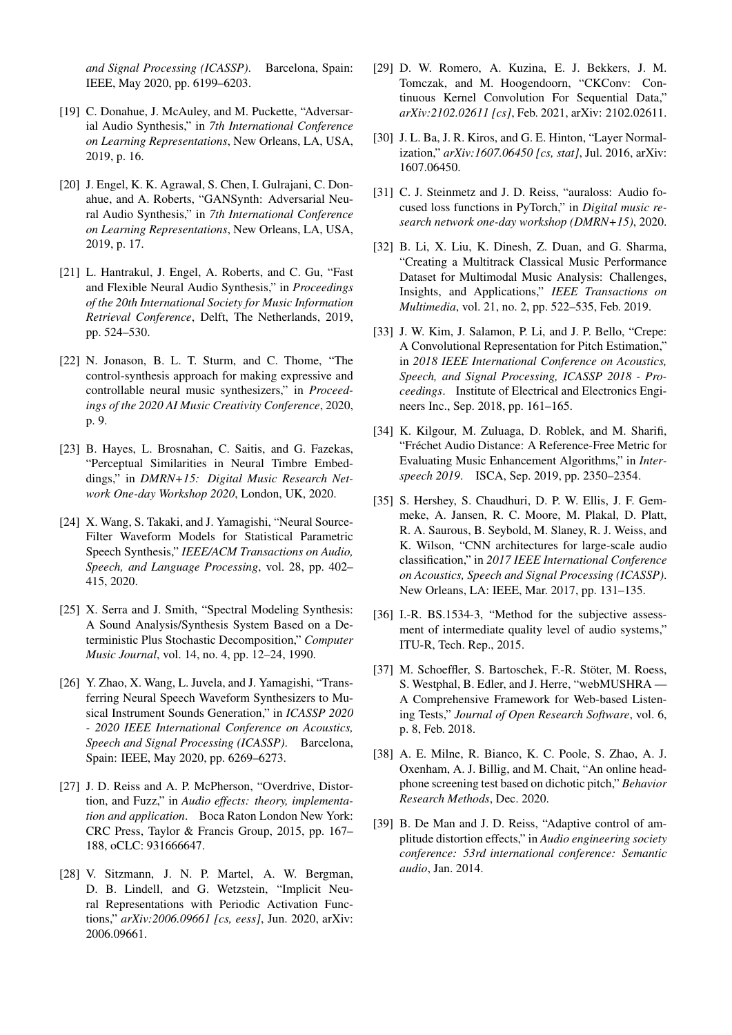*and Signal Processing (ICASSP)*. Barcelona, Spain: IEEE, May 2020, pp. 6199–6203.

[19] C. Donahue, J. McAuley, and M. Puckette, "Adversarial Audio Synthesis," in *7th International Conference on Learning Representations*, New Orleans, LA, USA, 2019, p. 16.

[20] J. Engel, K. K. Agrawal, S. Chen, I. Gulrajani, C. Donahue, and A. Roberts, "GANSynth: Adversarial Neural Audio Synthesis," in *7th International Conference on Learning Representations*, New Orleans, LA, USA, 2019, p. 17.

[21] L. Hantrakul, J. Engel, A. Roberts, and C. Gu, "Fast and Flexible Neural Audio Synthesis," in *Proceedings of the 20th International Society for Music Information Retrieval Conference*, Delft, The Netherlands, 2019, pp. 524–530.

[22] N. Jonason, B. L. T. Sturm, and C. Thome, "The control-synthesis approach for making expressive and controllable neural music synthesizers," in *Proceedings of the 2020 AI Music Creativity Conference*, 2020, p. 9.

[23] B. Hayes, L. Brosnahan, C. Saitis, and G. Fazekas, "Perceptual Similarities in Neural Timbre Embeddings," in *DMRN+15: Digital Music Research Network One-day Workshop 2020*, London, UK, 2020.

[24] X. Wang, S. Takaki, and J. Yamagishi, "Neural Source-Filter Waveform Models for Statistical Parametric Speech Synthesis," *IEEE/ACM Transactions on Audio, Speech, and Language Processing*, vol. 28, pp. 402–415, 2020.

[25] X. Serra and J. Smith, "Spectral Modeling Synthesis: A Sound Analysis/Synthesis System Based on a Deterministic Plus Stochastic Decomposition," *Computer Music Journal*, vol. 14, no. 4, pp. 12–24, 1990.

[26] Y. Zhao, X. Wang, L. Juvela, and J. Yamagishi, "Transferring Neural Speech Waveform Synthesizers to Musical Instrument Sounds Generation," in *ICASSP 2020 - 2020 IEEE International Conference on Acoustics, Speech and Signal Processing (ICASSP)*. Barcelona, Spain: IEEE, May 2020, pp. 6269–6273.

[27] J. D. Reiss and A. P. McPherson, "Overdrive, Distortion, and Fuzz," in *Audio effects: theory, implementation and application*. Boca Raton London New York: CRC Press, Taylor & Francis Group, 2015, pp. 167–188, oCLC: 931666647.

[28] V. Sitzmann, J. N. P. Martel, A. W. Bergman, D. B. Lindell, and G. Wetzstein, "Implicit Neural Representations with Periodic Activation Functions," *arXiv:2006.09661 [cs, eess]*, Jun. 2020, arXiv: 2006.09661.

[29] D. W. Romero, A. Kuzina, E. J. Bekkers, J. M. Tomczak, and M. Hoogendoorn, "CKConv: Continuous Kernel Convolution For Sequential Data," *arXiv:2102.02611 [cs]*, Feb. 2021, arXiv: 2102.02611.

[30] J. L. Ba, J. R. Kiros, and G. E. Hinton, "Layer Normalization," *arXiv:1607.06450 [cs, stat]*, Jul. 2016, arXiv: 1607.06450.

[31] C. J. Steinmetz and J. D. Reiss, "auraloss: Audio focused loss functions in PyTorch," in *Digital music research network one-day workshop (DMRN+15)*, 2020.

[32] B. Li, X. Liu, K. Dinesh, Z. Duan, and G. Sharma, "Creating a Multitrack Classical Music Performance Dataset for Multimodal Music Analysis: Challenges, Insights, and Applications," *IEEE Transactions on Multimedia*, vol. 21, no. 2, pp. 522–535, Feb. 2019.

[33] J. W. Kim, J. Salamon, P. Li, and J. P. Bello, "Crepe: A Convolutional Representation for Pitch Estimation," in *2018 IEEE International Conference on Acoustics, Speech, and Signal Processing, ICASSP 2018 - Proceedings*. Institute of Electrical and Electronics Engineers Inc., Sep. 2018, pp. 161–165.

[34] K. Kilgour, M. Zuluaga, D. Roblek, and M. Sharifi, "Fréchet Audio Distance: A Reference-Free Metric for Evaluating Music Enhancement Algorithms," in *Interspeech 2019*. ISCA, Sep. 2019, pp. 2350–2354.

[35] S. Hershey, S. Chaudhuri, D. P. W. Ellis, J. F. Gemmeke, A. Jansen, R. C. Moore, M. Plakal, D. Platt, R. A. Saurous, B. Seybold, M. Slaney, R. J. Weiss, and K. Wilson, "CNN architectures for large-scale audio classification," in *2017 IEEE International Conference on Acoustics, Speech and Signal Processing (ICASSP)*. New Orleans, LA: IEEE, Mar. 2017, pp. 131–135.

[36] I.-R. BS.1534-3, "Method for the subjective assessment of intermediate quality level of audio systems," ITU-R, Tech. Rep., 2015.

[37] M. Schoeffler, S. Bartoschek, F.-R. Stöter, M. Roess, S. Westphal, B. Edler, and J. Herre, "webMUSHRA — A Comprehensive Framework for Web-based Listening Tests," *Journal of Open Research Software*, vol. 6, p. 8, Feb. 2018.

[38] A. E. Milne, R. Bianco, K. C. Poole, S. Zhao, A. J. Oxenham, A. J. Billig, and M. Chait, "An online headphone screening test based on dichotic pitch," *Behavior Research Methods*, Dec. 2020.

[39] B. De Man and J. D. Reiss, "Adaptive control of amplitude distortion effects," in *Audio engineering society conference: 53rd international conference: Semantic audio*, Jan. 2014.